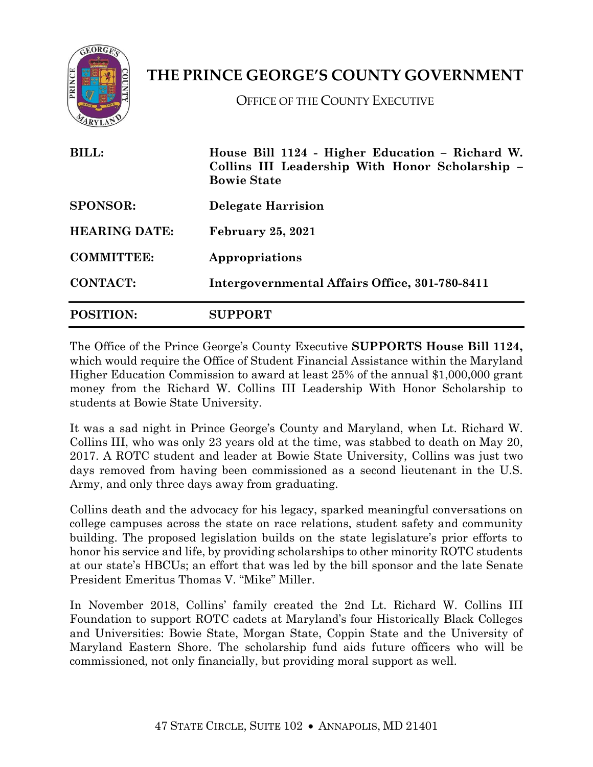# THE PRINCE GEORGE'S COUNTY GOVERNMENT

OFFICE OF THE COUNTY EXECUTIVE

| | |
|---|---|
| **BILL:** | **House Bill 1124 - Higher Education – Richard W. Collins III Leadership With Honor Scholarship – Bowie State** |
| **SPONSOR:** | **Delegate Harrision** |
| **HEARING DATE:** | **February 25, 2021** |
| **COMMITTEE:** | **Appropriations** |
| **CONTACT:** | **Intergovernmental Affairs Office, 301-780-8411** |
| **POSITION:** | **SUPPORT** |

The Office of the Prince George's County Executive **SUPPORTS House Bill 1124,** which would require the Office of Student Financial Assistance within the Maryland Higher Education Commission to award at least 25% of the annual $1,000,000 grant money from the Richard W. Collins III Leadership With Honor Scholarship to students at Bowie State University.

It was a sad night in Prince George's County and Maryland, when Lt. Richard W. Collins III, who was only 23 years old at the time, was stabbed to death on May 20, 2017. A ROTC student and leader at Bowie State University, Collins was just two days removed from having been commissioned as a second lieutenant in the U.S. Army, and only three days away from graduating.

Collins death and the advocacy for his legacy, sparked meaningful conversations on college campuses across the state on race relations, student safety and community building. The proposed legislation builds on the state legislature's prior efforts to honor his service and life, by providing scholarships to other minority ROTC students at our state's HBCUs; an effort that was led by the bill sponsor and the late Senate President Emeritus Thomas V. "Mike" Miller.

In November 2018, Collins' family created the 2nd Lt. Richard W. Collins III Foundation to support ROTC cadets at Maryland's four Historically Black Colleges and Universities: Bowie State, Morgan State, Coppin State and the University of Maryland Eastern Shore. The scholarship fund aids future officers who will be commissioned, not only financially, but providing moral support as well.

47 STATE CIRCLE, SUITE 102 • ANNAPOLIS, MD 21401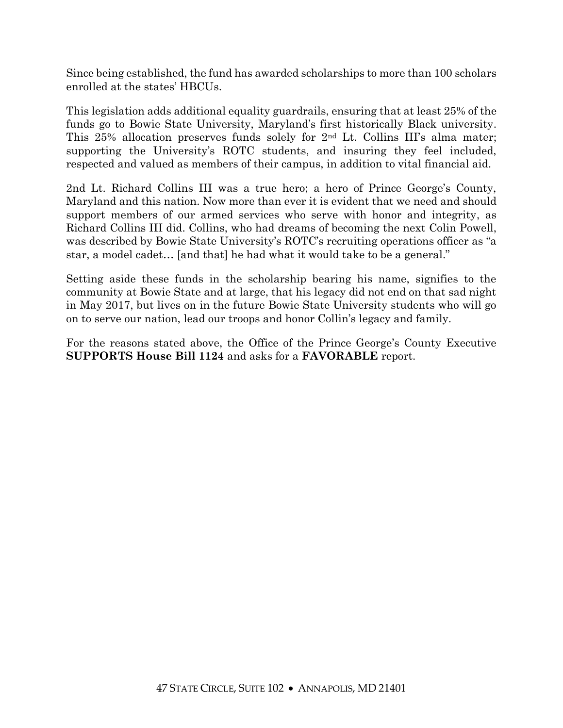Since being established, the fund has awarded scholarships to more than 100 scholars enrolled at the states' HBCUs.

This legislation adds additional equality guardrails, ensuring that at least 25% of the funds go to Bowie State University, Maryland's first historically Black university. This 25% allocation preserves funds solely for 2nd Lt. Collins III's alma mater; supporting the University's ROTC students, and insuring they feel included, respected and valued as members of their campus, in addition to vital financial aid.

2nd Lt. Richard Collins III was a true hero; a hero of Prince George's County, Maryland and this nation. Now more than ever it is evident that we need and should support members of our armed services who serve with honor and integrity, as Richard Collins III did. Collins, who had dreams of becoming the next Colin Powell, was described by Bowie State University's ROTC's recruiting operations officer as "a star, a model cadet… [and that] he had what it would take to be a general."

Setting aside these funds in the scholarship bearing his name, signifies to the community at Bowie State and at large, that his legacy did not end on that sad night in May 2017, but lives on in the future Bowie State University students who will go on to serve our nation, lead our troops and honor Collin's legacy and family.

For the reasons stated above, the Office of the Prince George's County Executive **SUPPORTS House Bill 1124** and asks for a **FAVORABLE** report.

47 STATE CIRCLE, SUITE 102 • ANNAPOLIS, MD 21401